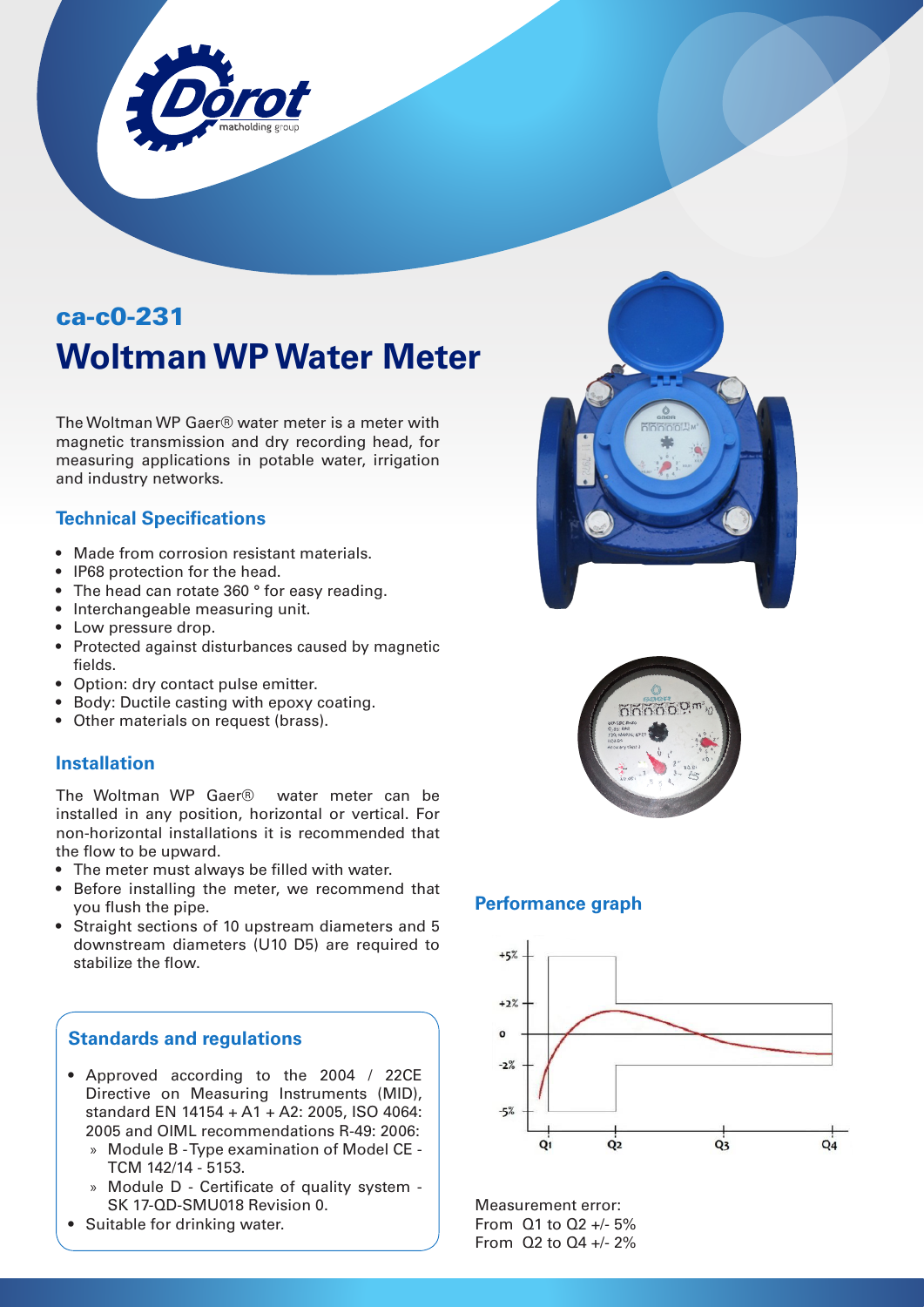ca-c0-231

# Woltman WP Water Meter

The Woltman WP Gaer® water meter is a meter with magnetic transmission and dry recording head, for measuring applications in potable water, irrigation and industry networks.

## Technical Specifications

- Made from corrosion resistant materials.
- IP68 protection for the head.
- The head can rotate 360 ° for easy reading.
- Interchangeable measuring unit.
- Low pressure drop.
- Protected against disturbances caused by magnetic fields.
- Option: dry contact pulse emitter.
- Body: Ductile casting with epoxy coating.
- Other materials on request (brass).

## Installation

The Woltman WP Gaer® water meter can be installed in any position, horizontal or vertical. For non-horizontal installations it is recommended that the flow to be upward.

- The meter must always be filled with water.
- Before installing the meter, we recommend that you flush the pipe.
- Straight sections of 10 upstream diameters and 5 downstream diameters (U10 D5) are required to stabilize the flow.

## Standards and regulations

- Approved according to the 2004 / 22CE Directive on Measuring Instruments (MID), standard EN 14154 + A1 + A2: 2005, ISO 4064: 2005 and OIML recommendations R-49: 2006:
  - Module B -Type examination of Model CE - TCM 142/14 - 5153.
  - Module D - Certificate of quality system - SK 17-QD-SMU018 Revision 0.
- Suitable for drinking water.

## Performance graph

+5%
+2%
0
-2%
-5%
Q1
Q2
Q3
Q4

Measurement error:
From Q1 to Q2 +/- 5%
From Q2 to Q4 +/- 2%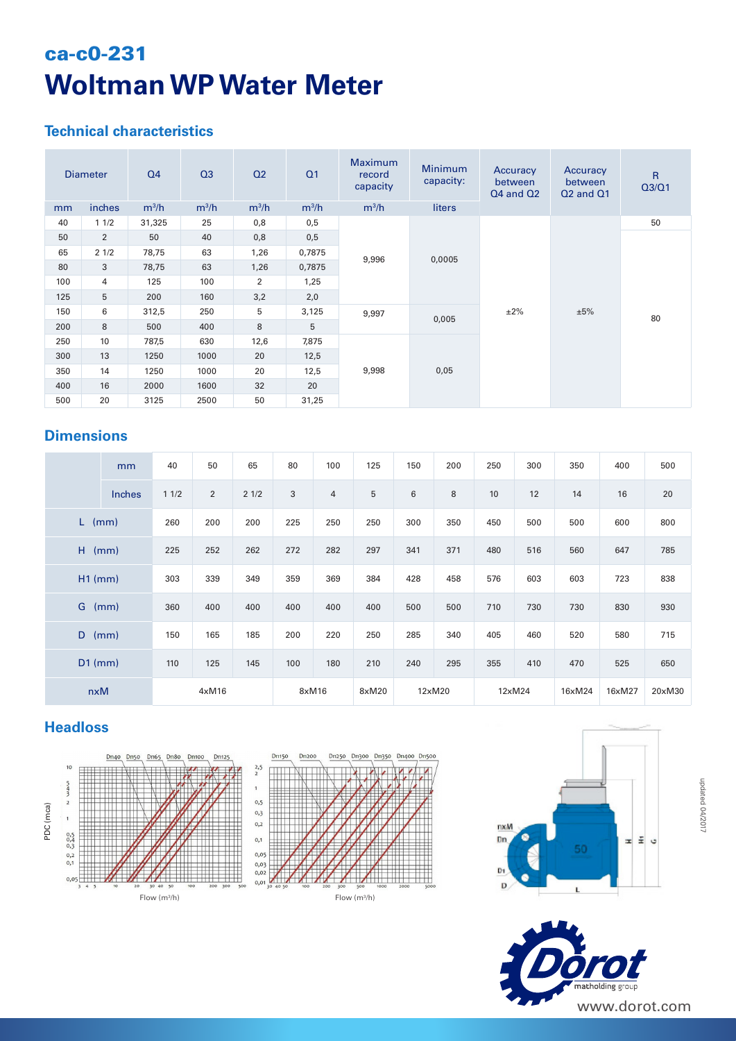# ca-c0-231

# Woltman WP Water Meter

## Technical characteristics

| Diameter | | Q4 | Q3 | Q2 | Q1 | Maximum record capacity | Minimum capacity: | Accuracy between Q4 and Q2 | Accuracy between Q2 and Q1 | R Q3/Q1 |
|---|---|---|---|---|---|---|---|---|---|---|
| mm | inches | $m^3/h$ | $m^3/h$ | $m^3/h$ | $m^3/h$ | $m^3/h$ | liters | | | |
| 40 | 1 1/2 | 31,325 | 25 | 0,8 | 0,5 | 9,996 | 0,0005 | ±2% | ±5% | 50 |
| 50 | 2 | 50 | 40 | 0,8 | 0,5 | | | | | 80 |
| 65 | 2 1/2 | 78,75 | 63 | 1,26 | 0,7875 | | | | | |
| 80 | 3 | 78,75 | 63 | 1,26 | 0,7875 | | | | | |
| 100 | 4 | 125 | 100 | 2 | 1,25 | | | | | |
| 125 | 5 | 200 | 160 | 3,2 | 2,0 | | | | | |
| 150 | 6 | 312,5 | 250 | 5 | 3,125 | 9,997 | 0,005 | | | |
| 200 | 8 | 500 | 400 | 8 | 5 | | | | | |
| 250 | 10 | 787,5 | 630 | 12,6 | 7,875 | 9,998 | 0,05 | | | |
| 300 | 13 | 1250 | 1000 | 20 | 12,5 | | | | | |
| 350 | 14 | 1250 | 1000 | 20 | 12,5 | | | | | |
| 400 | 16 | 2000 | 1600 | 32 | 20 | | | | | |
| 500 | 20 | 3125 | 2500 | 50 | 31,25 | | | | | |

## Dimensions

| | mm | 40 | 50 | 65 | 80 | 100 | 125 | 150 | 200 | 250 | 300 | 350 | 400 | 500 |
|---|---|---|---|---|---|---|---|---|---|---|---|---|---|---|
| | Inches | 1 1/2 | 2 | 2 1/2 | 3 | 4 | 5 | 6 | 8 | 10 | 12 | 14 | 16 | 20 |
| L (mm) | | 260 | 200 | 200 | 225 | 250 | 250 | 300 | 350 | 450 | 500 | 500 | 600 | 800 |
| H (mm) | | 225 | 252 | 262 | 272 | 282 | 297 | 341 | 371 | 480 | 516 | 560 | 647 | 785 |
| H1 (mm) | | 303 | 339 | 349 | 359 | 369 | 384 | 428 | 458 | 576 | 603 | 603 | 723 | 838 |
| G (mm) | | 360 | 400 | 400 | 400 | 400 | 400 | 500 | 500 | 710 | 730 | 730 | 830 | 930 |
| D (mm) | | 150 | 165 | 185 | 200 | 220 | 250 | 285 | 340 | 405 | 460 | 520 | 580 | 715 |
| D1 (mm) | | 110 | 125 | 145 | 100 | 180 | 210 | 240 | 295 | 355 | 410 | 470 | 525 | 650 |
| nxM | | 4xM16 | | | 8xM16 | | 8xM20 | 12xM20 | | 12xM24 | | 16xM24 | 16xM27 | 20xM30 |

## Headloss

PDC (mca)

Dn40 Dn50 Dn65 Dn80 Dn100 Dn125

10
5
4
3
2
1
0,5
0,4
0,3
0,2
0,1
0,05

3 4 5 10 20 30 40 50 100 200 300 500

Flow (m³/h)

Dn150 Dn200 Dn250 Dn300 Dn350 Dn400 Dn500

2,5
2
1
0,5
0,3
0,2
0,1
0,05
0,03
0,02
0,01

30 40 50 100 200 300 500 1000 2000 5000

Flow (m³/h)

nxM
Dn
D1
D
L
H H1 G
50

updated 04/2017

www.dorot.com